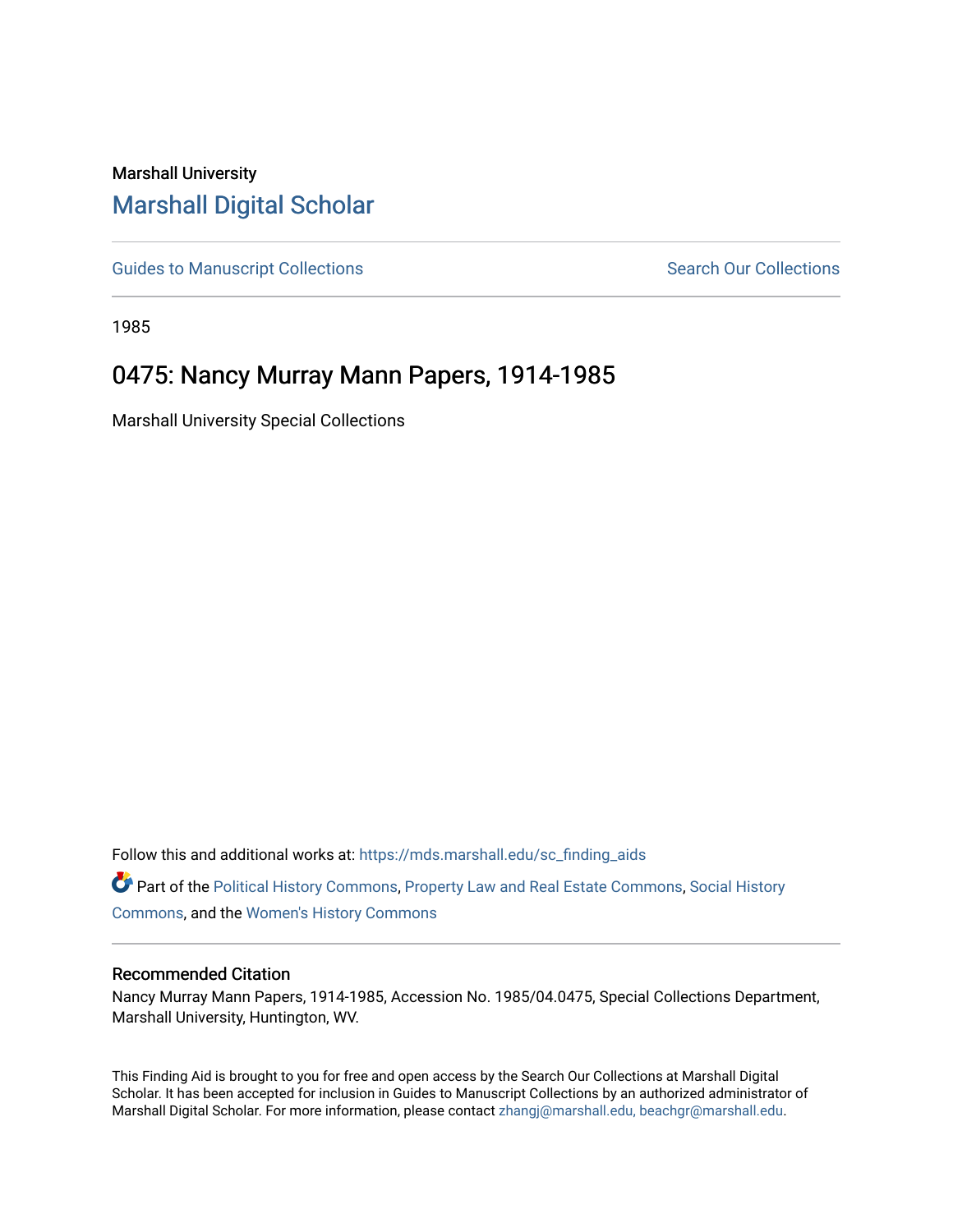Marshall University

## Marshall Digital Scholar

Guides to Manuscript Collections

Search Our Collections

1985

# 0475: Nancy Murray Mann Papers, 1914-1985

Marshall University Special Collections

Follow this and additional works at: https://mds.marshall.edu/sc_finding_aids

Part of the Political History Commons, Property Law and Real Estate Commons, Social History Commons, and the Women's History Commons

### Recommended Citation

Nancy Murray Mann Papers, 1914-1985, Accession No. 1985/04.0475, Special Collections Department, Marshall University, Huntington, WV.

This Finding Aid is brought to you for free and open access by the Search Our Collections at Marshall Digital Scholar. It has been accepted for inclusion in Guides to Manuscript Collections by an authorized administrator of Marshall Digital Scholar. For more information, please contact zhangj@marshall.edu, beachgr@marshall.edu.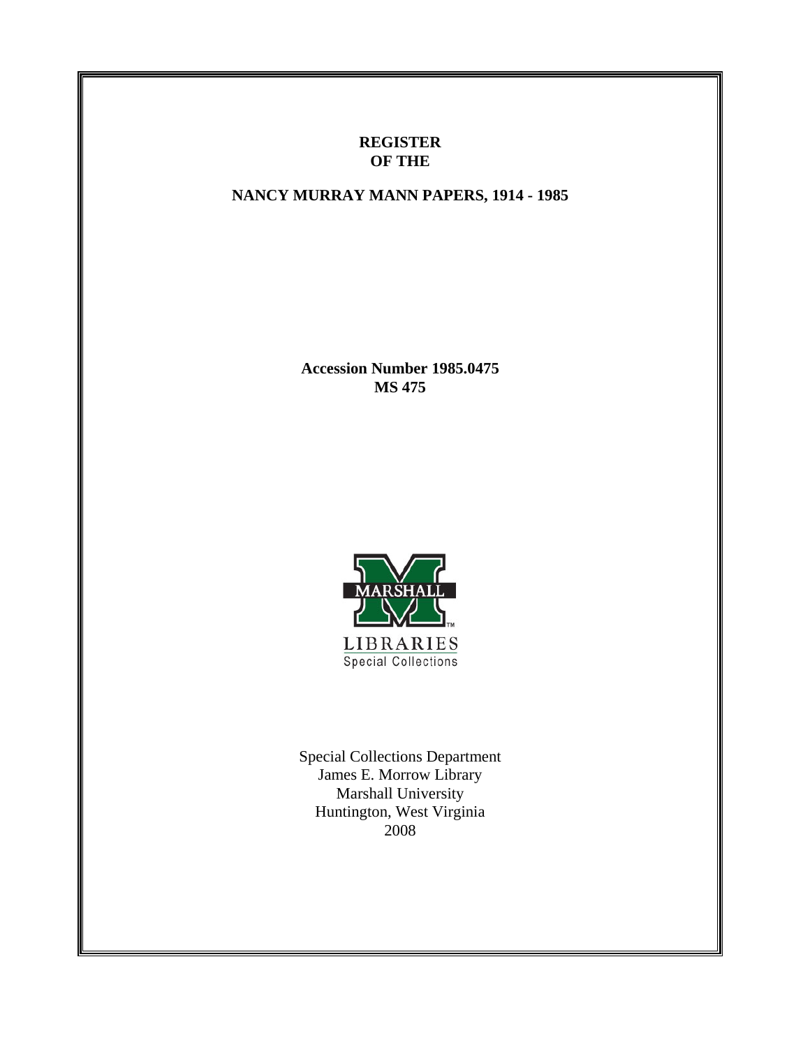**REGISTER**
**OF THE**

**NANCY MURRAY MANN PAPERS, 1914 - 1985**

**Accession Number 1985.0475**
**MS 475**

MARSHALL
LIBRARIES
Special Collections

Special Collections Department
James E. Morrow Library
Marshall University
Huntington, West Virginia
2008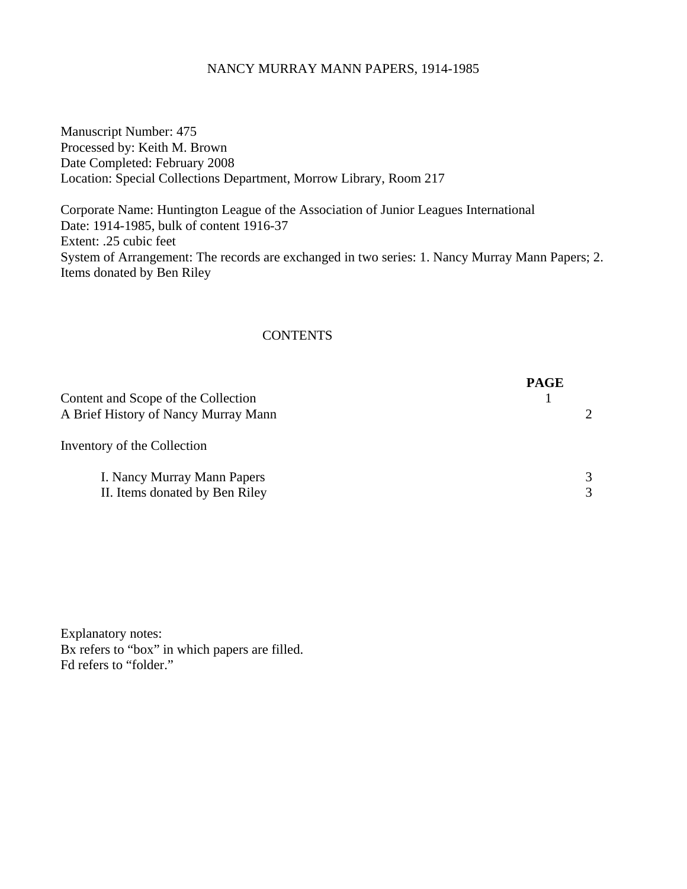# NANCY MURRAY MANN PAPERS, 1914-1985

Manuscript Number: 475
Processed by: Keith M. Brown
Date Completed: February 2008
Location: Special Collections Department, Morrow Library, Room 217

Corporate Name: Huntington League of the Association of Junior Leagues International
Date: 1914-1985, bulk of content 1916-37
Extent: .25 cubic feet
System of Arrangement: The records are exchanged in two series: 1. Nancy Murray Mann Papers; 2. Items donated by Ben Riley

## CONTENTS

| | **PAGE** |
|---|---|
| Content and Scope of the Collection | 1 |
| A Brief History of Nancy Murray Mann | 2 |
| Inventory of the Collection | |
| I. Nancy Murray Mann Papers | 3 |
| II. Items donated by Ben Riley | 3 |

Explanatory notes:
Bx refers to "box" in which papers are filled.
Fd refers to "folder."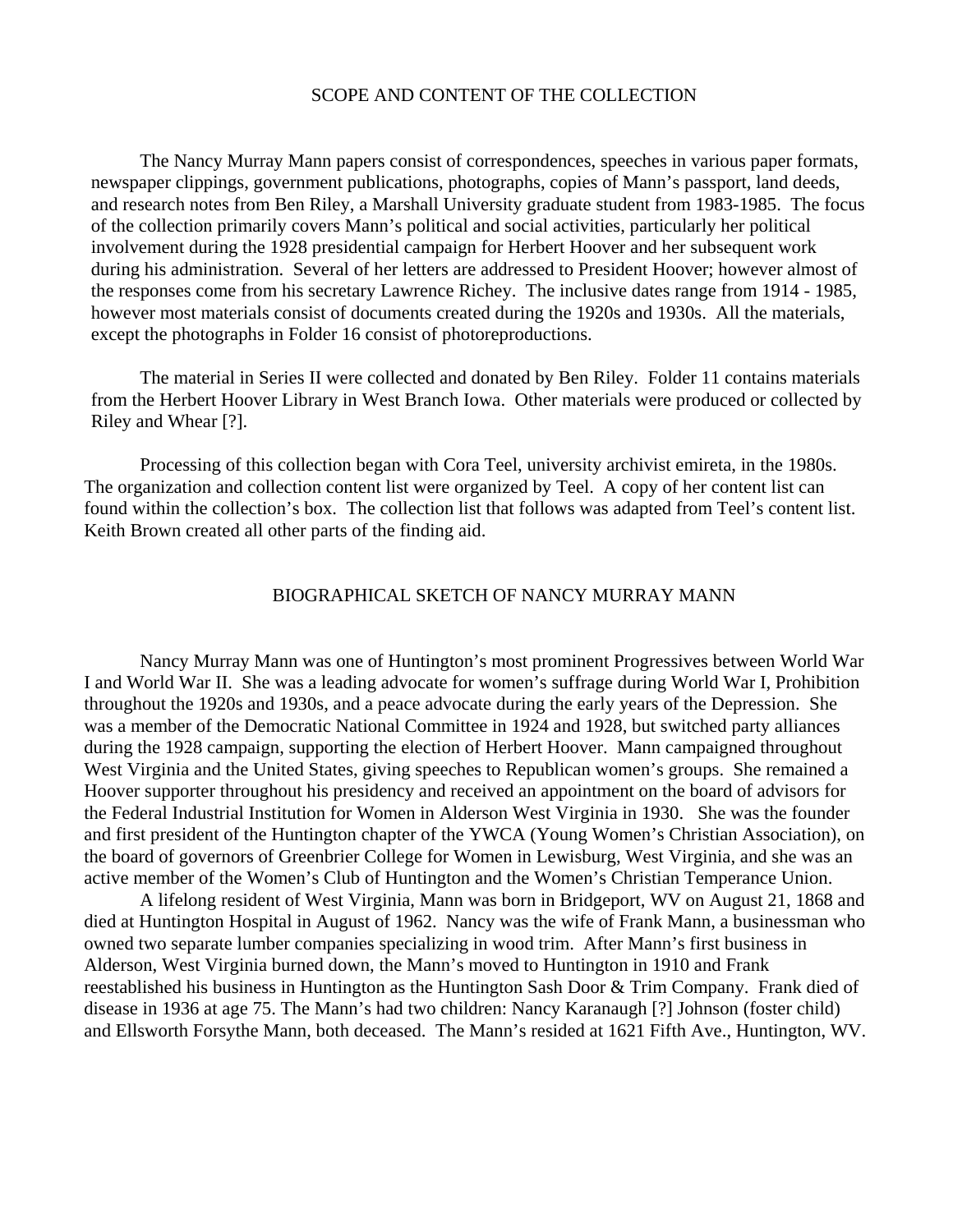## SCOPE AND CONTENT OF THE COLLECTION

The Nancy Murray Mann papers consist of correspondences, speeches in various paper formats, newspaper clippings, government publications, photographs, copies of Mann's passport, land deeds, and research notes from Ben Riley, a Marshall University graduate student from 1983-1985. The focus of the collection primarily covers Mann's political and social activities, particularly her political involvement during the 1928 presidential campaign for Herbert Hoover and her subsequent work during his administration. Several of her letters are addressed to President Hoover; however almost of the responses come from his secretary Lawrence Richey. The inclusive dates range from 1914 - 1985, however most materials consist of documents created during the 1920s and 1930s. All the materials, except the photographs in Folder 16 consist of photoreproductions.

The material in Series II were collected and donated by Ben Riley. Folder 11 contains materials from the Herbert Hoover Library in West Branch Iowa. Other materials were produced or collected by Riley and Whear [?].

Processing of this collection began with Cora Teel, university archivist emireta, in the 1980s. The organization and collection content list were organized by Teel. A copy of her content list can found within the collection's box. The collection list that follows was adapted from Teel's content list. Keith Brown created all other parts of the finding aid.

## BIOGRAPHICAL SKETCH OF NANCY MURRAY MANN

Nancy Murray Mann was one of Huntington's most prominent Progressives between World War I and World War II. She was a leading advocate for women's suffrage during World War I, Prohibition throughout the 1920s and 1930s, and a peace advocate during the early years of the Depression. She was a member of the Democratic National Committee in 1924 and 1928, but switched party alliances during the 1928 campaign, supporting the election of Herbert Hoover. Mann campaigned throughout West Virginia and the United States, giving speeches to Republican women's groups. She remained a Hoover supporter throughout his presidency and received an appointment on the board of advisors for the Federal Industrial Institution for Women in Alderson West Virginia in 1930. She was the founder and first president of the Huntington chapter of the YWCA (Young Women's Christian Association), on the board of governors of Greenbrier College for Women in Lewisburg, West Virginia, and she was an active member of the Women's Club of Huntington and the Women's Christian Temperance Union.

A lifelong resident of West Virginia, Mann was born in Bridgeport, WV on August 21, 1868 and died at Huntington Hospital in August of 1962. Nancy was the wife of Frank Mann, a businessman who owned two separate lumber companies specializing in wood trim. After Mann's first business in Alderson, West Virginia burned down, the Mann's moved to Huntington in 1910 and Frank reestablished his business in Huntington as the Huntington Sash Door & Trim Company. Frank died of disease in 1936 at age 75. The Mann's had two children: Nancy Karanaugh [?] Johnson (foster child) and Ellsworth Forsythe Mann, both deceased. The Mann's resided at 1621 Fifth Ave., Huntington, WV.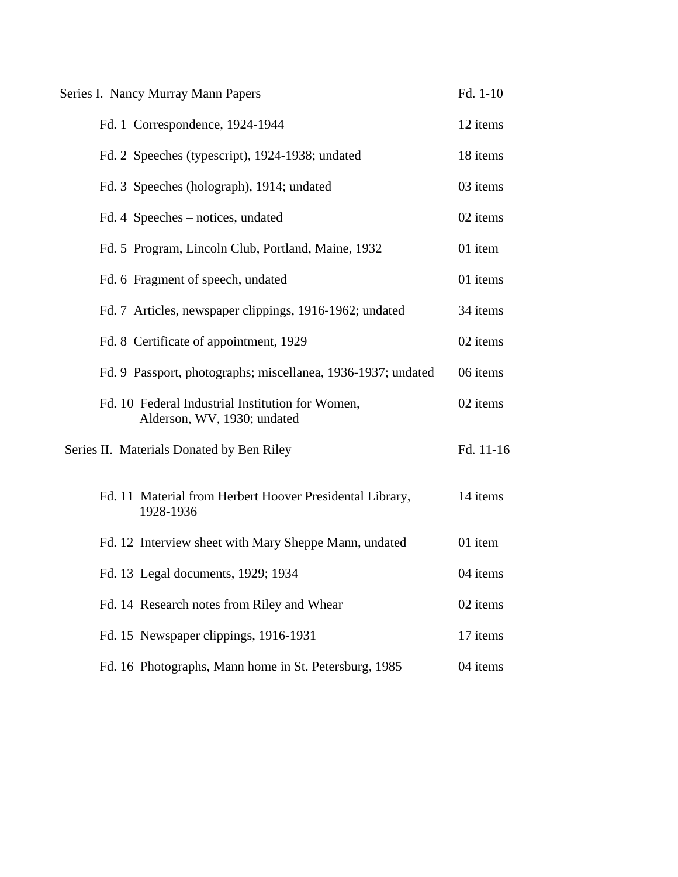| | |
|---|---|
| Series I. Nancy Murray Mann Papers | Fd. 1-10 |
| Fd. 1 Correspondence, 1924-1944 | 12 items |
| Fd. 2 Speeches (typescript), 1924-1938; undated | 18 items |
| Fd. 3 Speeches (holograph), 1914; undated | 03 items |
| Fd. 4 Speeches – notices, undated | 02 items |
| Fd. 5 Program, Lincoln Club, Portland, Maine, 1932 | 01 item |
| Fd. 6 Fragment of speech, undated | 01 items |
| Fd. 7 Articles, newspaper clippings, 1916-1962; undated | 34 items |
| Fd. 8 Certificate of appointment, 1929 | 02 items |
| Fd. 9 Passport, photographs; miscellanea, 1936-1937; undated | 06 items |
| Fd. 10 Federal Industrial Institution for Women, Alderson, WV, 1930; undated | 02 items |
| Series II. Materials Donated by Ben Riley | Fd. 11-16 |
| Fd. 11 Material from Herbert Hoover Presidental Library, 1928-1936 | 14 items |
| Fd. 12 Interview sheet with Mary Sheppe Mann, undated | 01 item |
| Fd. 13 Legal documents, 1929; 1934 | 04 items |
| Fd. 14 Research notes from Riley and Whear | 02 items |
| Fd. 15 Newspaper clippings, 1916-1931 | 17 items |
| Fd. 16 Photographs, Mann home in St. Petersburg, 1985 | 04 items |